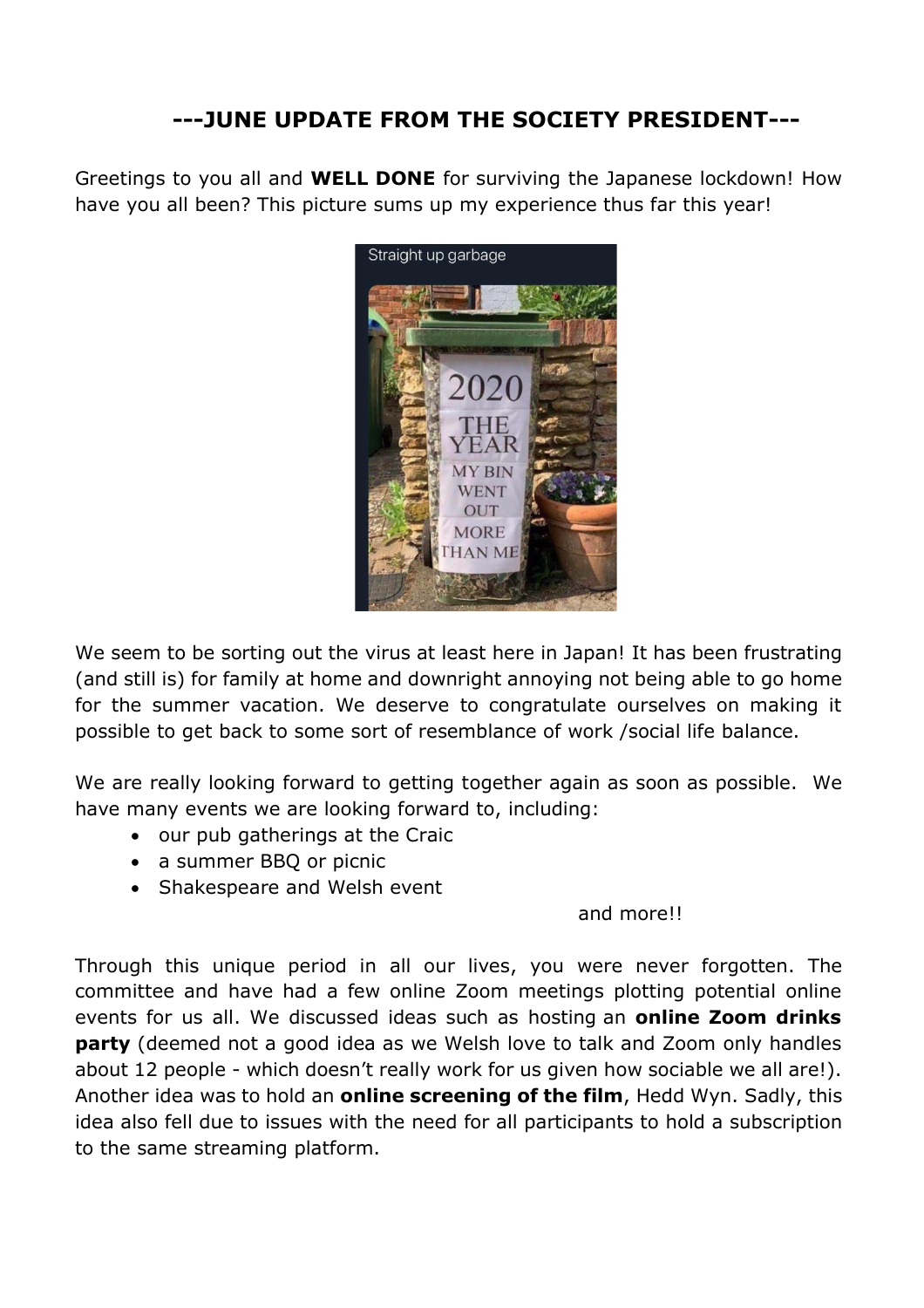## ---JUNE UPDATE FROM THE SOCIETY PRESIDENT---

Greetings to you all and **WELL DONE** for surviving the Japanese lockdown! How have you all been? This picture sums up my experience thus far this year!

We seem to be sorting out the virus at least here in Japan! It has been frustrating (and still is) for family at home and downright annoying not being able to go home for the summer vacation. We deserve to congratulate ourselves on making it possible to get back to some sort of resemblance of work /social life balance.

We are really looking forward to getting together again as soon as possible. We have many events we are looking forward to, including:

- our pub gatherings at the Craic
- a summer BBQ or picnic
- Shakespeare and Welsh event

and more!!

Through this unique period in all our lives, you were never forgotten. The committee and have had a few online Zoom meetings plotting potential online events for us all. We discussed ideas such as hosting an **online Zoom drinks party** (deemed not a good idea as we Welsh love to talk and Zoom only handles about 12 people - which doesn't really work for us given how sociable we all are!). Another idea was to hold an **online screening of the film**, Hedd Wyn. Sadly, this idea also fell due to issues with the need for all participants to hold a subscription to the same streaming platform.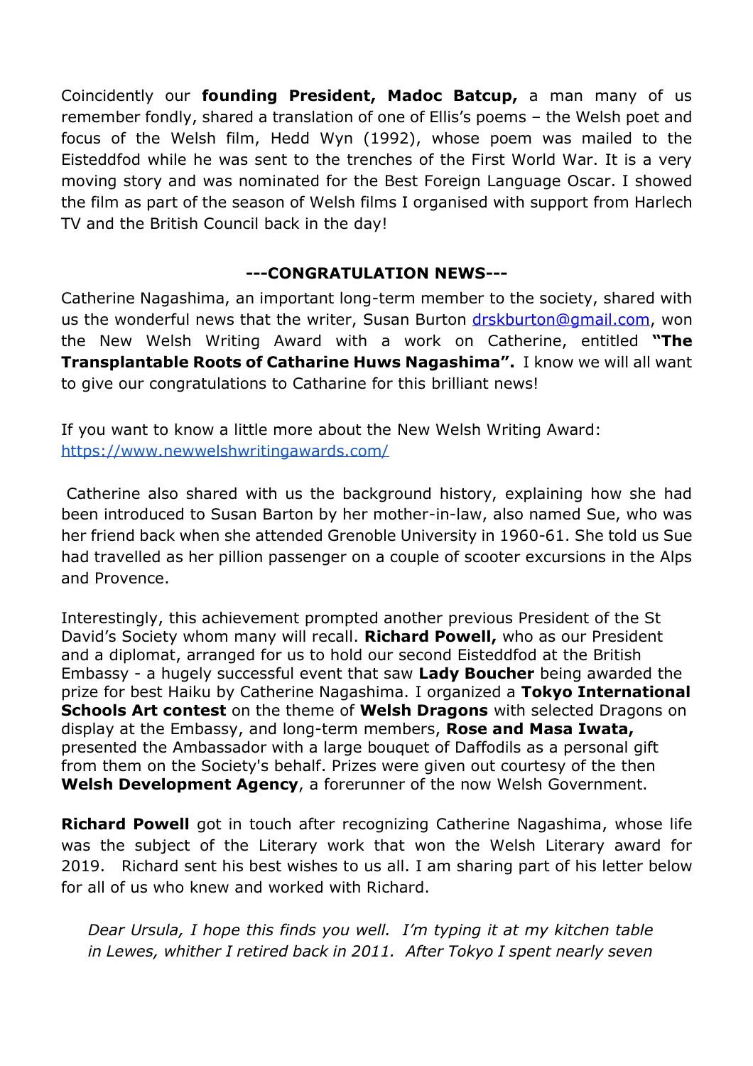Coincidently our **founding President, Madoc Batcup,** a man many of us remember fondly, shared a translation of one of Ellis's poems – the Welsh poet and focus of the Welsh film, Hedd Wyn (1992), whose poem was mailed to the Eisteddfod while he was sent to the trenches of the First World War. It is a very moving story and was nominated for the Best Foreign Language Oscar. I showed the film as part of the season of Welsh films I organised with support from Harlech TV and the British Council back in the day!

**---CONGRATULATION NEWS---**

Catherine Nagashima, an important long-term member to the society, shared with us the wonderful news that the writer, Susan Burton drskburton@gmail.com, won the New Welsh Writing Award with a work on Catherine, entitled **"The Transplantable Roots of Catharine Huws Nagashima".** I know we will all want to give our congratulations to Catharine for this brilliant news!

If you want to know a little more about the New Welsh Writing Award: https://www.newwelshwritingawards.com/

Catherine also shared with us the background history, explaining how she had been introduced to Susan Barton by her mother-in-law, also named Sue, who was her friend back when she attended Grenoble University in 1960-61. She told us Sue had travelled as her pillion passenger on a couple of scooter excursions in the Alps and Provence.

Interestingly, this achievement prompted another previous President of the St David's Society whom many will recall. **Richard Powell,** who as our President and a diplomat, arranged for us to hold our second Eisteddfod at the British Embassy - a hugely successful event that saw **Lady Boucher** being awarded the prize for best Haiku by Catherine Nagashima. I organized a **Tokyo International Schools Art contest** on the theme of **Welsh Dragons** with selected Dragons on display at the Embassy, and long-term members, **Rose and Masa Iwata,** presented the Ambassador with a large bouquet of Daffodils as a personal gift from them on the Society's behalf. Prizes were given out courtesy of the then **Welsh Development Agency**, a forerunner of the now Welsh Government.

**Richard Powell** got in touch after recognizing Catherine Nagashima, whose life was the subject of the Literary work that won the Welsh Literary award for 2019. Richard sent his best wishes to us all. I am sharing part of his letter below for all of us who knew and worked with Richard.

> *Dear Ursula, I hope this finds you well. I'm typing it at my kitchen table in Lewes, whither I retired back in 2011. After Tokyo I spent nearly seven*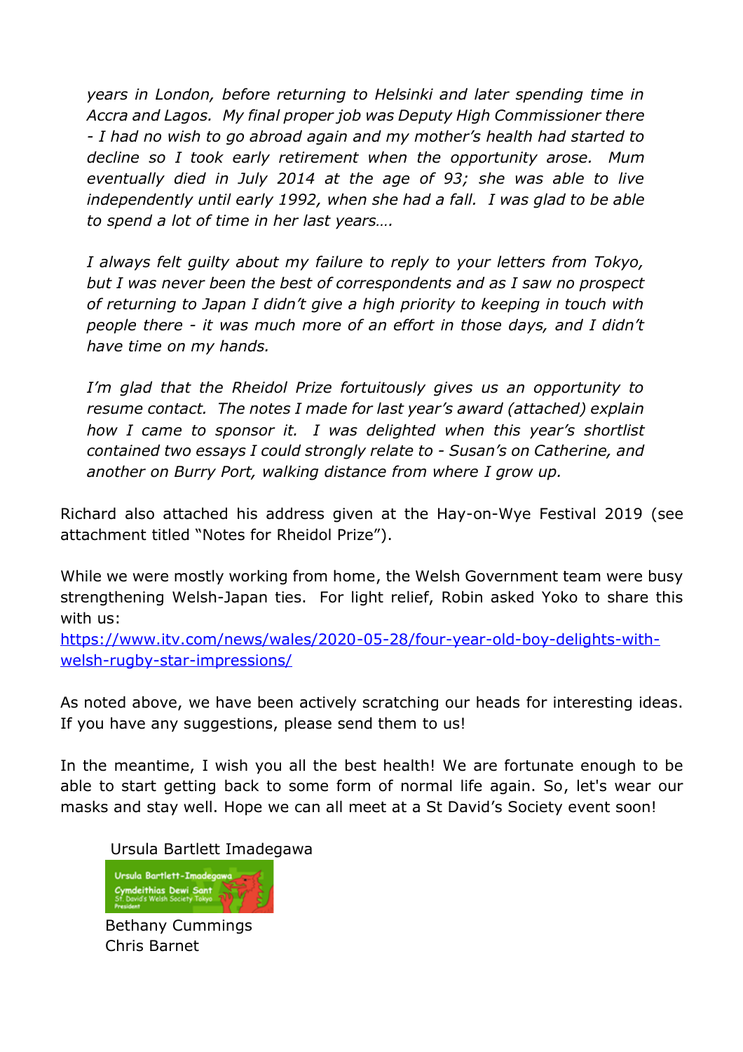*years in London, before returning to Helsinki and later spending time in Accra and Lagos. My final proper job was Deputy High Commissioner there - I had no wish to go abroad again and my mother's health had started to decline so I took early retirement when the opportunity arose. Mum eventually died in July 2014 at the age of 93; she was able to live independently until early 1992, when she had a fall. I was glad to be able to spend a lot of time in her last years….*

*I always felt guilty about my failure to reply to your letters from Tokyo, but I was never been the best of correspondents and as I saw no prospect of returning to Japan I didn't give a high priority to keeping in touch with people there - it was much more of an effort in those days, and I didn't have time on my hands.*

*I'm glad that the Rheidol Prize fortuitously gives us an opportunity to resume contact. The notes I made for last year's award (attached) explain how I came to sponsor it. I was delighted when this year's shortlist contained two essays I could strongly relate to - Susan's on Catherine, and another on Burry Port, walking distance from where I grow up.*

Richard also attached his address given at the Hay-on-Wye Festival 2019 (see attachment titled "Notes for Rheidol Prize").

While we were mostly working from home, the Welsh Government team were busy strengthening Welsh-Japan ties. For light relief, Robin asked Yoko to share this with us:
[https://www.itv.com/news/wales/2020-05-28/four-year-old-boy-delights-with-welsh-rugby-star-impressions/](https://www.itv.com/news/wales/2020-05-28/four-year-old-boy-delights-with-welsh-rugby-star-impressions/)

As noted above, we have been actively scratching our heads for interesting ideas. If you have any suggestions, please send them to us!

In the meantime, I wish you all the best health! We are fortunate enough to be able to start getting back to some form of normal life again. So, let's wear our masks and stay well. Hope we can all meet at a St David's Society event soon!

Ursula Bartlett Imadegawa

Ursula Bartlett-Imadegawa
Cymdeithias Dewi Sant
St. David's Welsh Society Tokyo
President

Bethany Cummings
Chris Barnet